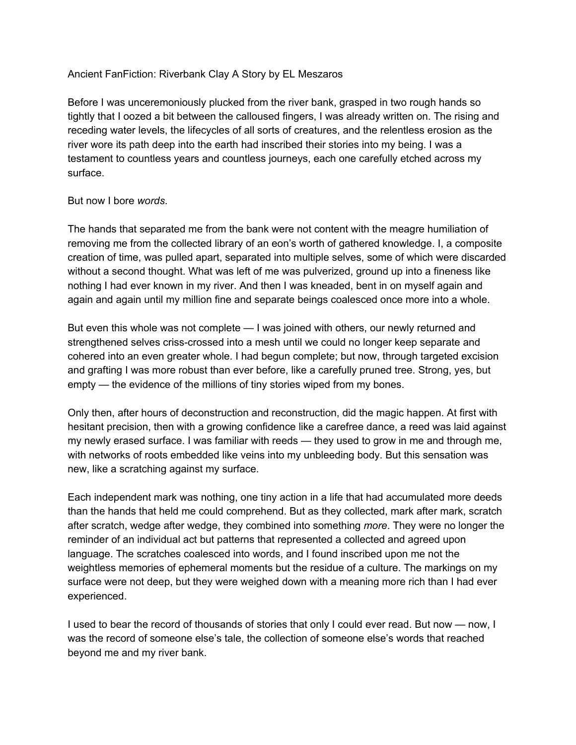Ancient FanFiction: Riverbank Clay A Story by EL Meszaros

Before I was unceremoniously plucked from the river bank, grasped in two rough hands so tightly that I oozed a bit between the calloused fingers, I was already written on. The rising and receding water levels, the lifecycles of all sorts of creatures, and the relentless erosion as the river wore its path deep into the earth had inscribed their stories into my being. I was a testament to countless years and countless journeys, each one carefully etched across my surface.

But now I bore *words*.

The hands that separated me from the bank were not content with the meagre humiliation of removing me from the collected library of an eon's worth of gathered knowledge. I, a composite creation of time, was pulled apart, separated into multiple selves, some of which were discarded without a second thought. What was left of me was pulverized, ground up into a fineness like nothing I had ever known in my river. And then I was kneaded, bent in on myself again and again and again until my million fine and separate beings coalesced once more into a whole.

But even this whole was not complete — I was joined with others, our newly returned and strengthened selves criss-crossed into a mesh until we could no longer keep separate and cohered into an even greater whole. I had begun complete; but now, through targeted excision and grafting I was more robust than ever before, like a carefully pruned tree. Strong, yes, but empty — the evidence of the millions of tiny stories wiped from my bones.

Only then, after hours of deconstruction and reconstruction, did the magic happen. At first with hesitant precision, then with a growing confidence like a carefree dance, a reed was laid against my newly erased surface. I was familiar with reeds — they used to grow in me and through me, with networks of roots embedded like veins into my unbleeding body. But this sensation was new, like a scratching against my surface.

Each independent mark was nothing, one tiny action in a life that had accumulated more deeds than the hands that held me could comprehend. But as they collected, mark after mark, scratch after scratch, wedge after wedge, they combined into something *more*. They were no longer the reminder of an individual act but patterns that represented a collected and agreed upon language. The scratches coalesced into words, and I found inscribed upon me not the weightless memories of ephemeral moments but the residue of a culture. The markings on my surface were not deep, but they were weighed down with a meaning more rich than I had ever experienced.

I used to bear the record of thousands of stories that only I could ever read. But now — now, I was the record of someone else's tale, the collection of someone else's words that reached beyond me and my river bank.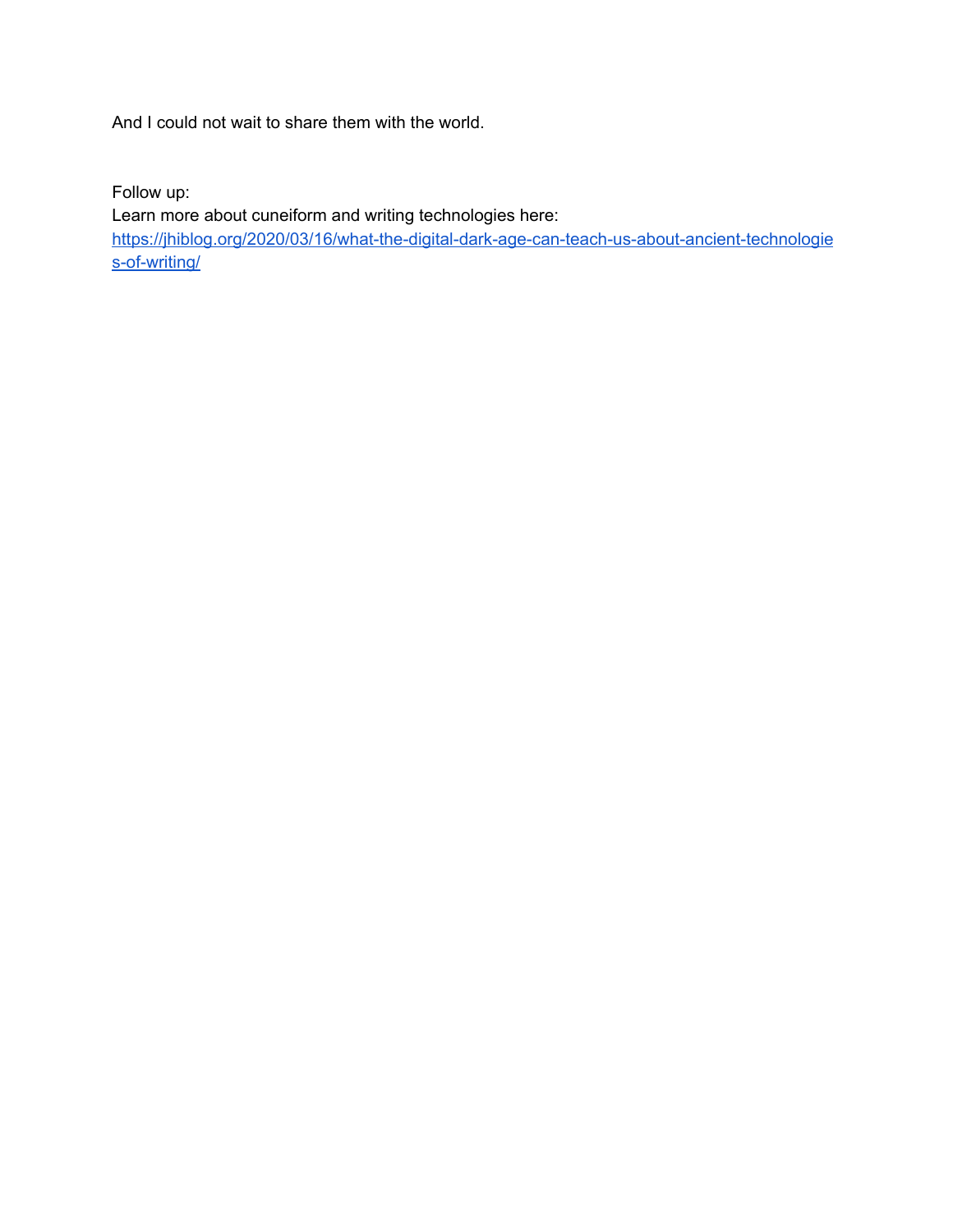And I could not wait to share them with the world.

Follow up:
Learn more about cuneiform and writing technologies here:
https://jhiblog.org/2020/03/16/what-the-digital-dark-age-can-teach-us-about-ancient-technologies-of-writing/